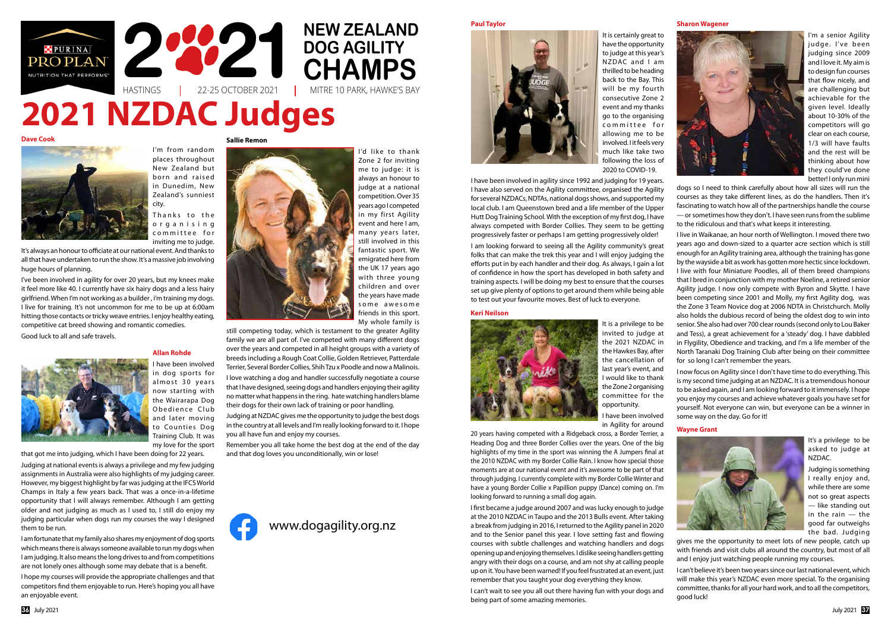# 2021 NEW ZEALAND DOG AGILITY CHAMPS

HASTINGS | 22-25 OCTOBER 2021 | MITRE 10 PARK, HAWKE'S BAY

# 2021 NZDAC Judges

### Dave Cook

I'm from random places throughout New Zealand but born and raised in Dunedin, New Zealand's sunniest city.

Thanks to the organising committee for inviting me to judge. It's always an honour to officiate at our national event. And thanks to all that have undertaken to run the show. It's a massive job involving huge hours of planning.

I've been involved in agility for over 20 years, but my knees make it feel more like 40. I currently have six hairy dogs and a less hairy girlfriend. When I'm not working as a builder , i'm training my dogs. I live for training. It's not uncommon for me to be up at 6:00am hitting those contacts or tricky weave entries. I enjoy healthy eating, competitive cat breed showing and romantic comedies.

Good luck to all and safe travels.

### Allan Rohde

I have been involved in dog sports for almost 30 years now starting with the Wairarapa Dog Obedience Club and later moving to Counties Dog Training Club. It was my love for the sport that got me into judging, which I have been doing for 22 years.

Judging at national events is always a privilege and my few judging assignments in Australia were also highlights of my judging career. However, my biggest highlight by far was judging at the IFCS World Champs in Italy a few years back. That was a once-in-a-lifetime opportunity that I will always remember. Although I am getting older and not judging as much as I used to, I still do enjoy my judging particular when dogs run my courses the way I designed them to be run.

I am fortunate that my family also shares my enjoyment of dog sports which means there is always someone available to run my dogs when I am judging. It also means the long drives to and from competitions are not lonely ones although some may debate that is a benefit.

I hope my courses will provide the appropriate challenges and that competitors find them enjoyable to run. Here's hoping you all have an enjoyable event.

### Sallie Remon

I'd like to thank Zone 2 for inviting me to judge: it is always an honour to judge at a national competition. Over 35 years ago I competed in my first Agility event and here I am, many years later, still involved in this fantastic sport. We emigrated here from the UK 17 years ago with three young children and over the years have made some awesome friends in this sport. My whole family is still competing today, which is testament to the greater Agility family we are all part of. I've competed with many different dogs over the years and competed in all height groups with a variety of breeds including a Rough Coat Collie, Golden Retriever, Patterdale Terrier, Several Border Collies, Shih Tzu x Poodle and now a Malinois.

I love watching a dog and handler successfully negotiate a course that I have designed, seeing dogs and handlers enjoying their agility no matter what happens in the ring. hate watching handlers blame their dogs for their own lack of training or poor handling.

Judging at NZDAC gives me the opportunity to judge the best dogs in the country at all levels and I'm really looking forward to it. I hope you all have fun and enjoy my courses.

Remember you all take home the best dog at the end of the day and that dog loves you unconditionally, win or lose!

www.dogagility.org.nz

### Paul Taylor

It is certainly great to have the opportunity to judge at this year's NZDAC and I am thrilled to be heading back to the Bay. This will be my fourth consecutive Zone 2 event and my thanks go to the organising committee for allowing me to be involved. I it feels very much like take two following the loss of 2020 to COVID-19.

I have been involved in agility since 1992 and judging for 19 years. I have also served on the Agility committee, organised the Agility for several NZDACs, NDTAs, national dogs shows, and supported my local club. I am Queenstown bred and a life member of the Upper Hutt Dog Training School. With the exception of my first dog, I have always competed with Border Collies. They seem to be getting progressively faster or perhaps I am getting progressively older!

I am looking forward to seeing all the Agility community's great folks that can make the trek this year and I will enjoy judging the efforts put in by each handler and their dog. As always, I gain a lot of confidence in how the sport has developed in both safety and training aspects. I will be doing my best to ensure that the courses set up give plenty of options to get around them while being able to test out your favourite moves. Best of luck to everyone.

### Keri Neilson

It is a privilege to be invited to judge at the 2021 NZDAC in the Hawkes Bay, after the cancellation of last year's event, and I would like to thank the Zone 2 organising committee for the opportunity.

I have been involved in Agility for around 20 years having competed with a Ridgeback cross, a Border Terrier, a Heading Dog and three Border Collies over the years. One of the big highlights of my time in the sport was winning the A Jumpers final at the 2010 NZDAC with my Border Collie Rain. I know how special those moments are at our national event and it's awesome to be part of that through judging. I currently complete with my Border Collie Winter and have a young Border Collie x Papillion puppy (Dance) coming on. I'm looking forward to running a small dog again.

I first became a judge around 2007 and was lucky enough to judge at the 2010 NZDAC in Taupo and the 2013 Bulls event. After taking a break from judging in 2016, I returned to the Agility panel in 2020 and to the Senior panel this year. I love setting fast and flowing courses with subtle challenges and watching handlers and dogs opening up and enjoying themselves. I dislike seeing handlers getting angry with their dogs on a course, and am not shy at calling people up on it. You have been warned! If you feel frustrated at an event, just remember that you taught your dog everything they know.

I can't wait to see you all out there having fun with your dogs and being part of some amazing memories.

### Sharon Wagener

I'm a senior Agility judge. I've been judging since 2009 and I love it. My aim is to design fun courses that flow nicely, and are challenging but achievable for the given level. Ideally about 10-30% of the competitors will go clear on each course, 1/3 will have faults and the rest will be thinking about how they could've done better! I only run mini dogs so I need to think carefully about how all sizes will run the courses as they take different lines, as do the handlers. Then it's fascinating to watch how all of the partnerships handle the course — or sometimes how they don't. I have seen runs from the sublime to the ridiculous and that's what keeps it interesting.

I live in Waikanae, an hour north of Wellington. I moved there two years ago and down-sized to a quarter acre section which is still enough for an Agility training area, although the training has gone by the wayside a bit as work has gotten more hectic since lockdown. I live with four Miniature Poodles, all of them breed champions that I bred in conjunction with my mother Noeline, a retired senior Agility judge. I now only compete with Byron and Skytte. I have been competing since 2001 and Molly, my first Agility dog, was the Zone 3 Team Novice dog at 2006 NDTA in Christchurch. Molly also holds the dubious record of being the oldest dog to win into senior. She also had over 700 clear rounds (second only to Lou Baker and Tess), a great achievement for a 'steady' dog. I have dabbled in Flygility, Obedience and tracking, and I'm a life member of the North Taranaki Dog Training Club after being on their committee for so long I can't remember the years.

I now focus on Agility since I don't have time to do everything. This is my second time judging at an NZDAC. It is a tremendous honour to be asked again, and I am looking forward to it immensely. I hope you enjoy my courses and achieve whatever goals you have set for yourself. Not everyone can win, but everyone can be a winner in some way on the day. Go for it!

### Wayne Grant

It's a privilege to be asked to judge at NZDAC.

Judging is something I really enjoy and, while there are some not so great aspects — like standing out in the rain — the good far outweighs the bad. Judging gives me the opportunity to meet lots of new people, catch up with friends and visit clubs all around the country, but most of all and I enjoy just watching people running my courses.

I can't believe it's been two years since our last national event, which will make this year's NZDAC even more special. To the organising committee, thanks for all your hard work, and to all the competitors, good luck!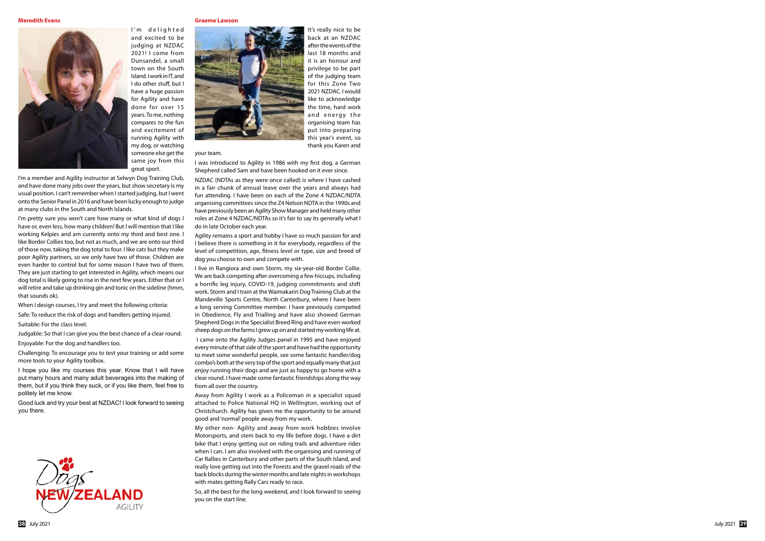**Meredith Evans**

I'm delighted and excited to be judging at NZDAC 2021! I come from Dunsandel, a small town on the South Island. I work in IT, and I do other stuff, but I have a huge passion for Agility and have done for over 15 years. To me, nothing compares to the fun and excitement of running Agility with my dog, or watching someone else get the same joy from this great sport.

I'm a member and Agility instructor at Selwyn Dog Training Club, and have done many jobs over the years, but show secretary is my usual position. I can't remember when I started judging, but I went onto the Senior Panel in 2016 and have been lucky enough to judge at many clubs in the South and North Islands.

I'm pretty sure you won't care how many or what kind of dogs I have or, even less, how many children! But I will mention that I like working Kelpies and am currently onto my third and best one. I like Border Collies too, but not as much, and we are onto our third of those now, taking the dog total to four. I like cats but they make poor Agility partners, so we only have two of those. Children are even harder to control but for some reason I have two of them. They are just starting to get interested in Agility, which means our dog total is likely going to rise in the next few years. Either that or I will retire and take up drinking gin and tonic on the sideline (hmm, that sounds ok).

When I design courses, I try and meet the following criteria:

Safe: To reduce the risk of dogs and handlers getting injured.

Suitable: For the class level.

Judgable: So that I can give you the best chance of a clear round.

Enjoyable: For the dog and handlers too.

Challenging: To encourage you to test your training or add some more tools to your Agility toolbox.

I hope you like my courses this year. Know that I will have put many hours and many adult beverages into the making of them, but if you think they suck, or if you like them, feel free to politely let me know.

Good luck and try your best at NZDAC! I look forward to seeing you there.

**Graeme Lawson**

It's really nice to be back at an NZDAC after the events of the last 18 months and it is an honour and privilege to be part of the judging team for this Zone Two 2021 NZDAC. I would like to acknowledge the time, hard work and energy the organising team has put into preparing this year's event, so thank you Karen and your team.

I was introduced to Agility in 1986 with my first dog, a German Shepherd called Sam and have been hooked on it ever since.

NZDAC (NDTAs as they were once called) is where I have cashed in a fair chunk of annual leave over the years and always had fun attending. I have been on each of the Zone 4 NZDAC/NDTA organising committees since the Z4 Nelson NDTA in the 1990s and have previously been an Agility Show Manager and held many other roles at Zone 4 NZDAC/NDTAs so it's fair to say its generally what I do in late October each year.

Agility remains a sport and hobby I have so much passion for and I believe there is something in it for everybody, regardless of the level of competition, age, fitness level or type, size and breed of dog you choose to own and compete with.

I live in Rangiora and own Storm, my six-year-old Border Collie. We are back competing after overcoming a few hiccups, including a horrific leg injury, COVID-19, judging commitments and shift work. Storm and I train at the Waimakariri Dog Training Club at the Mandeville Sports Centre, North Canterbury, where I have been a long serving Committee member. I have previously competed in Obedience, Fly and Trialling and have also showed German Shepherd Dogs in the Specialist Breed Ring and have even worked sheep dogs on the farms I grew up on and started my working life at.

I came onto the Agility Judges panel in 1995 and have enjoyed every minute of that side of the sport and have had the opportunity to meet some wonderful people, see some fantastic handler/dog combo's both at the very top of the sport and equally many that just enjoy running their dogs and are just as happy to go home with a clear round. I have made some fantastic friendships along the way from all over the country.

Away from Agility I work as a Policeman in a specialist squad attached to Police National HQ in Wellington, working out of Christchurch. Agility has given me the opportunity to be around good and 'normal' people away from my work.

My other non- Agility and away from work hobbies involve Motorsports, and stem back to my life before dogs. I have a dirt bike that I enjoy getting out on riding trails and adventure rides when I can. I am also involved with the organising and running of Car Rallies in Canterbury and other parts of the South Island, and really love getting out into the Forests and the gravel roads of the back blocks during the winter months and late nights in workshops with mates getting Rally Cars ready to race.

So, all the best for the long weekend, and I look forward to seeing you on the start line.